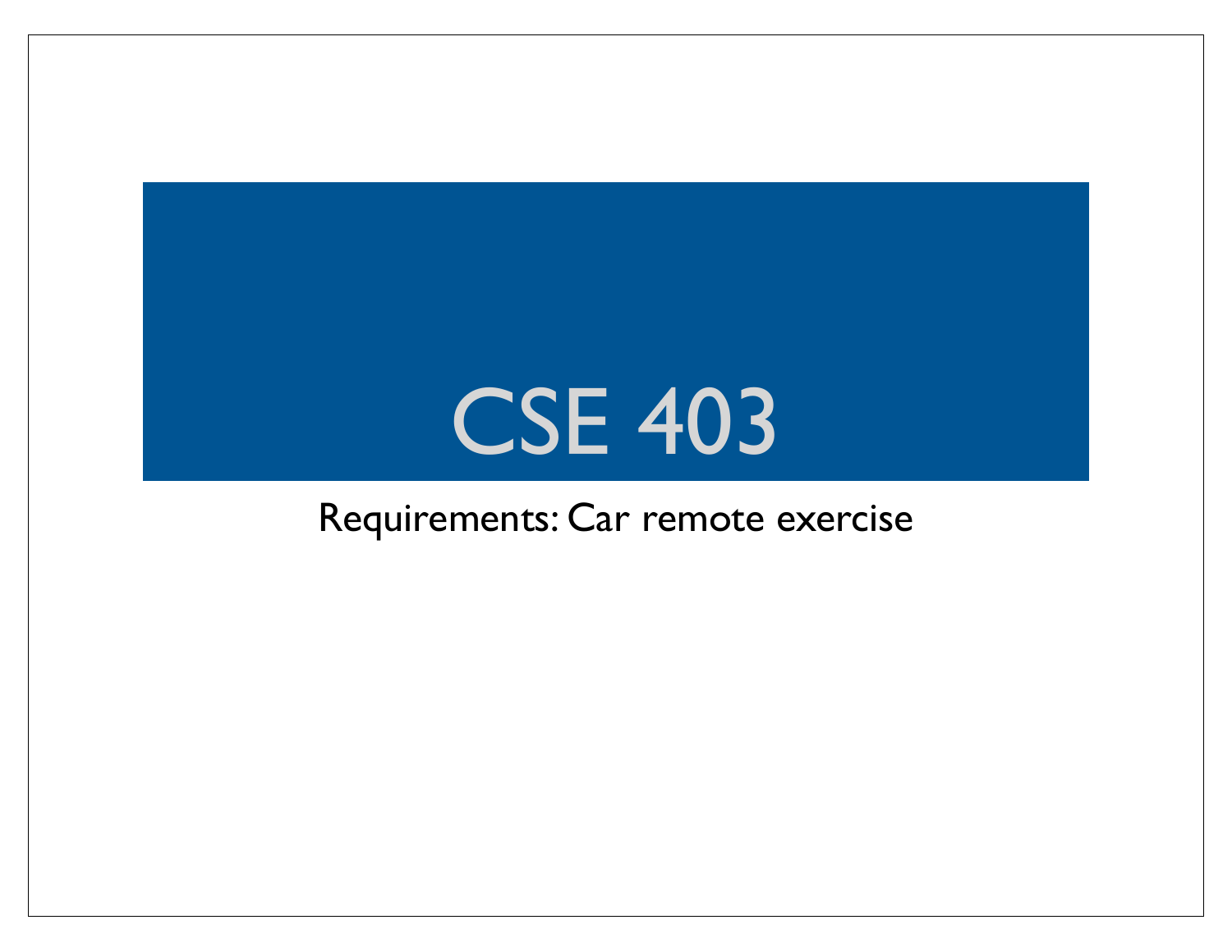# CSE 403

Requirements: Car remote exercise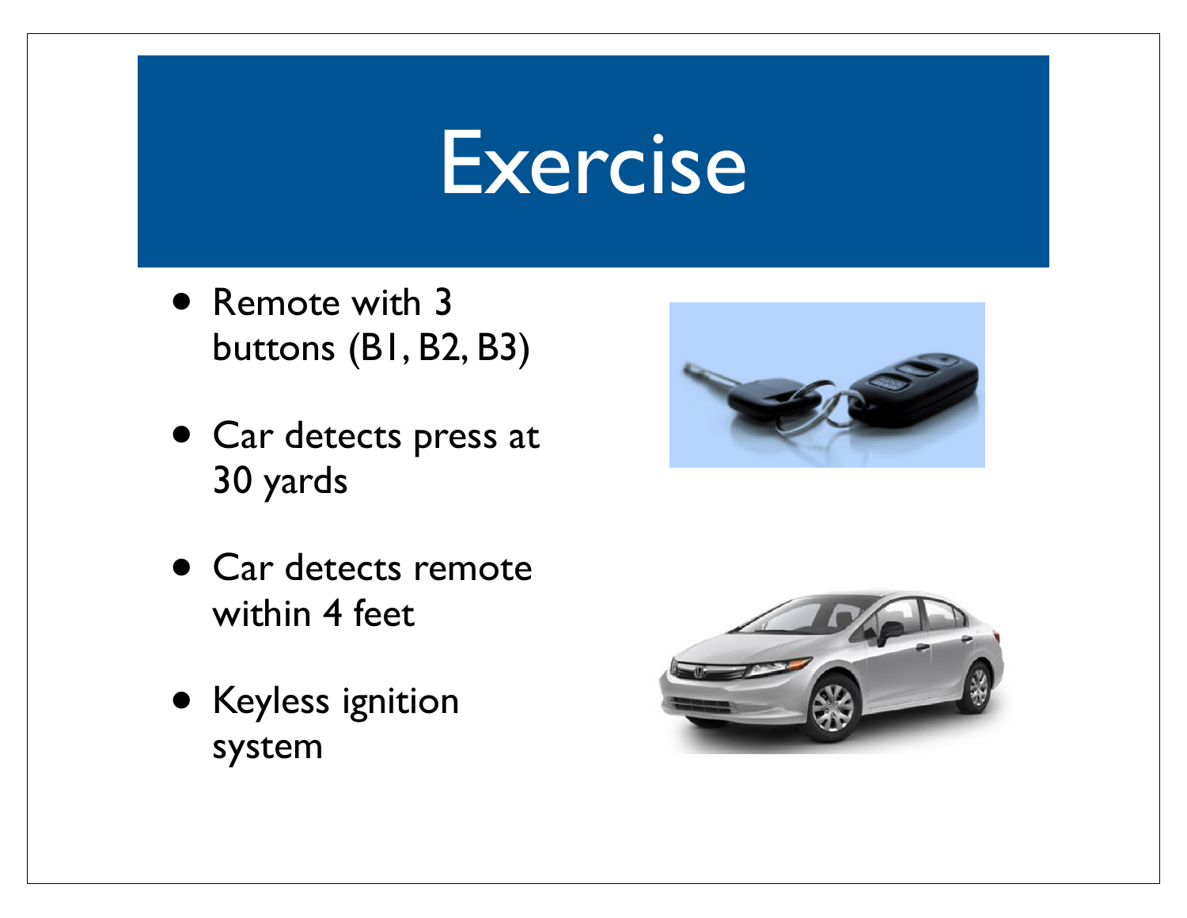# Exercise

- Remote with 3 buttons (B1, B2, B3)
- Car detects press at 30 yards
- Car detects remote within 4 feet
- Keyless ignition system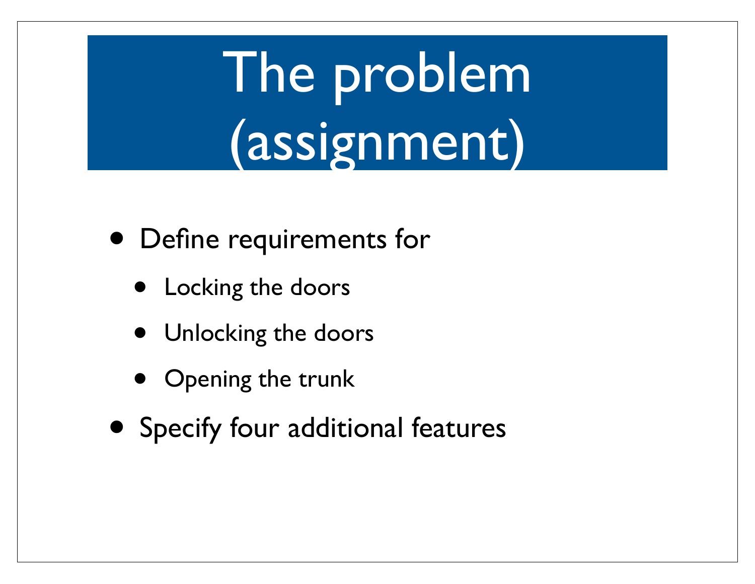# The problem (assignment)

- Define requirements for
  - Locking the doors
  - Unlocking the doors
  - Opening the trunk
- Specify four additional features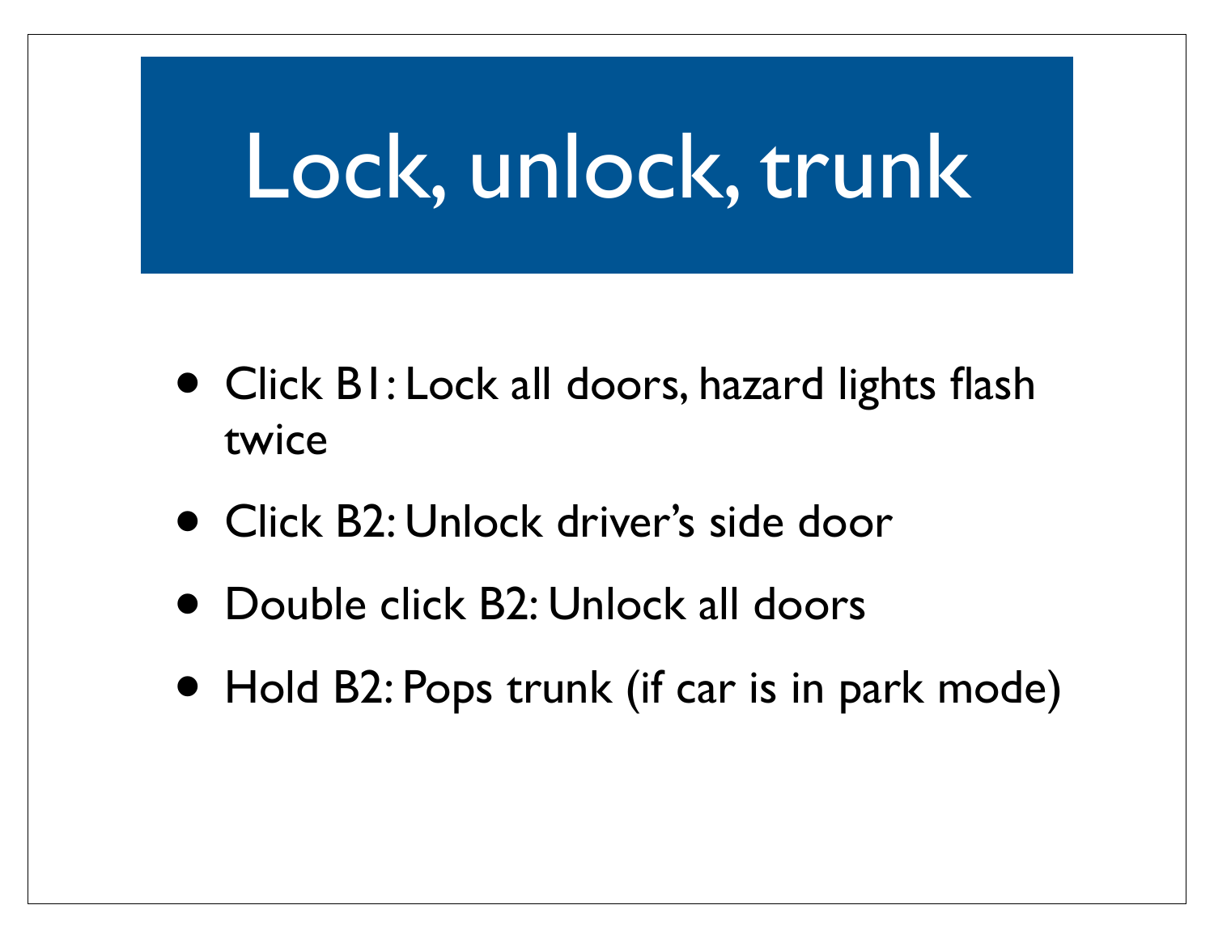# Lock, unlock, trunk

- Click B1: Lock all doors, hazard lights flash twice
- Click B2: Unlock driver's side door
- Double click B2: Unlock all doors
- Hold B2: Pops trunk (if car is in park mode)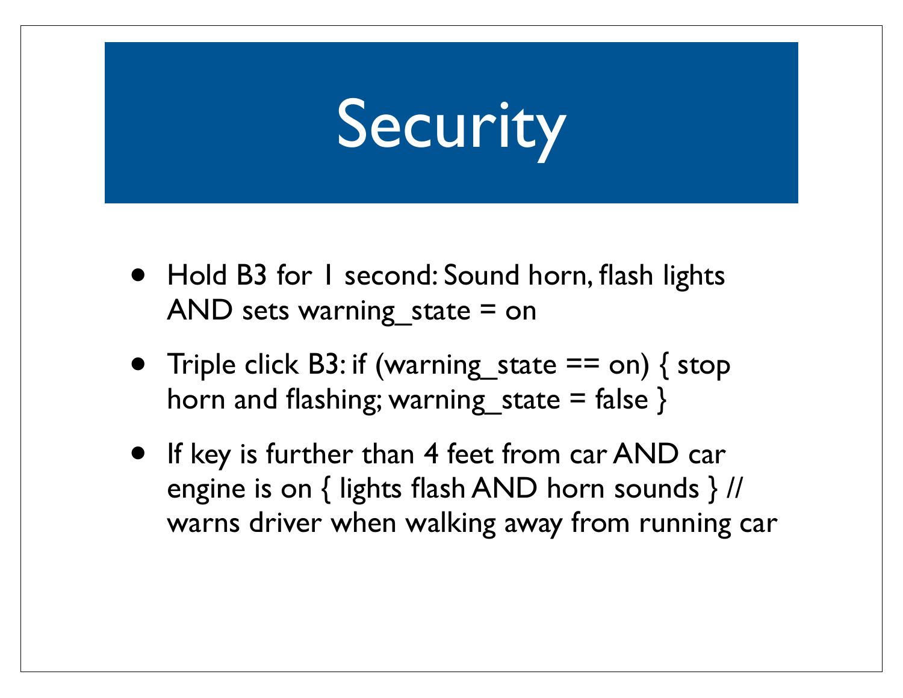# Security

- Hold B3 for 1 second: Sound horn, flash lights AND sets warning_state = on
- Triple click B3: if (warning_state == on) { stop horn and flashing; warning_state = false }
- If key is further than 4 feet from car AND car engine is on { lights flash AND horn sounds } // warns driver when walking away from running car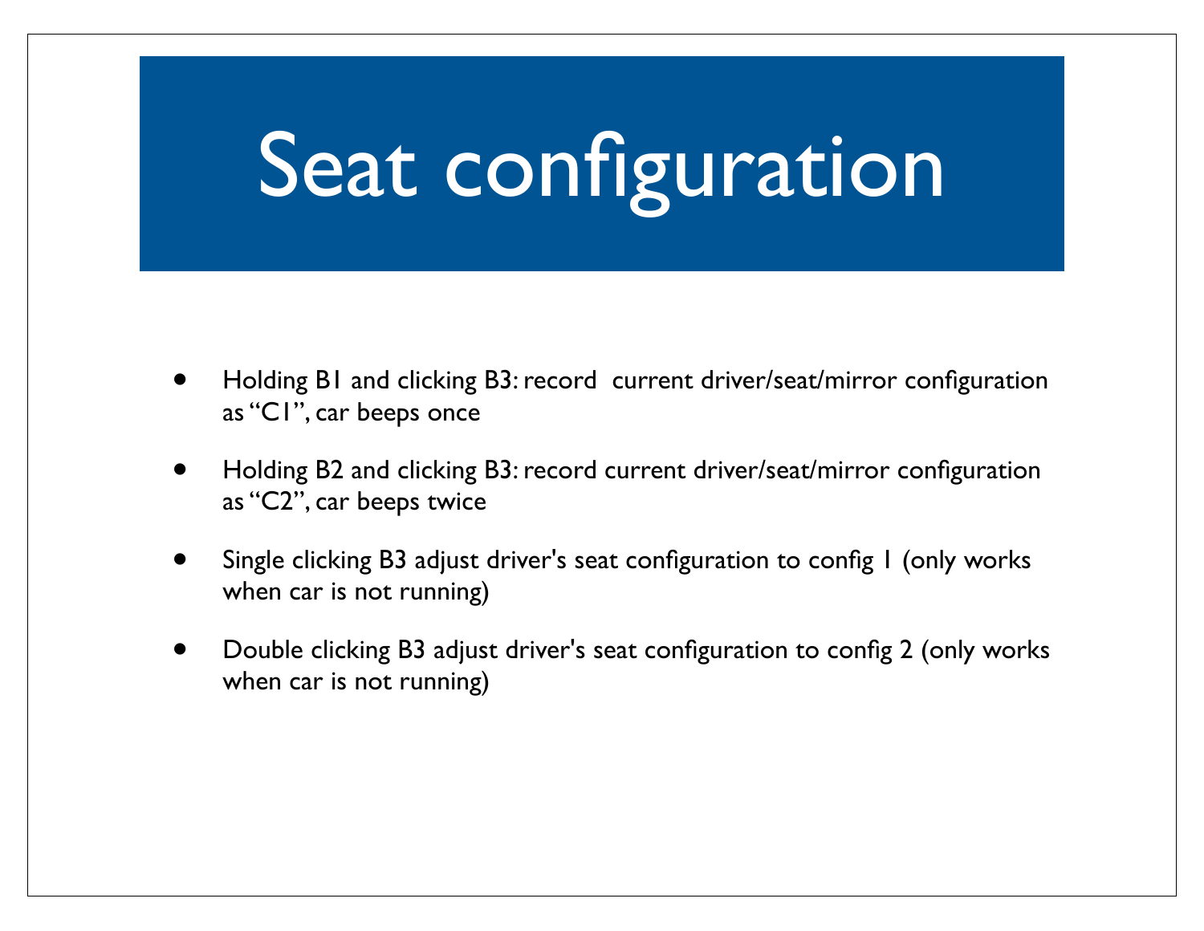# Seat configuration

- Holding B1 and clicking B3: record  current driver/seat/mirror configuration as "C1", car beeps once
- Holding B2 and clicking B3: record current driver/seat/mirror configuration as "C2", car beeps twice
- Single clicking B3 adjust driver's seat configuration to config 1 (only works when car is not running)
- Double clicking B3 adjust driver's seat configuration to config 2 (only works when car is not running)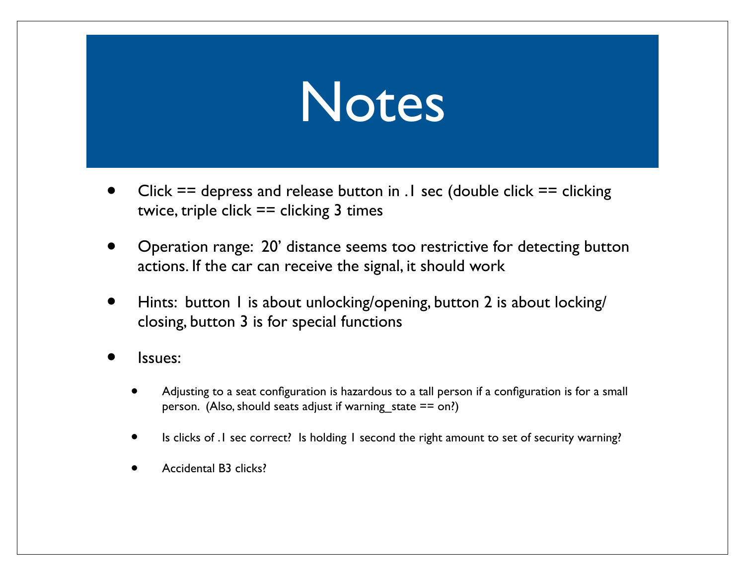# Notes

- Click == depress and release button in .1 sec (double click == clicking twice, triple click == clicking 3 times
- Operation range: 20' distance seems too restrictive for detecting button actions. If the car can receive the signal, it should work
- Hints: button 1 is about unlocking/opening, button 2 is about locking/closing, button 3 is for special functions
- Issues:
  - Adjusting to a seat configuration is hazardous to a tall person if a configuration is for a small person. (Also, should seats adjust if warning_state == on?)
  - Is clicks of .1 sec correct? Is holding 1 second the right amount to set of security warning?
  - Accidental B3 clicks?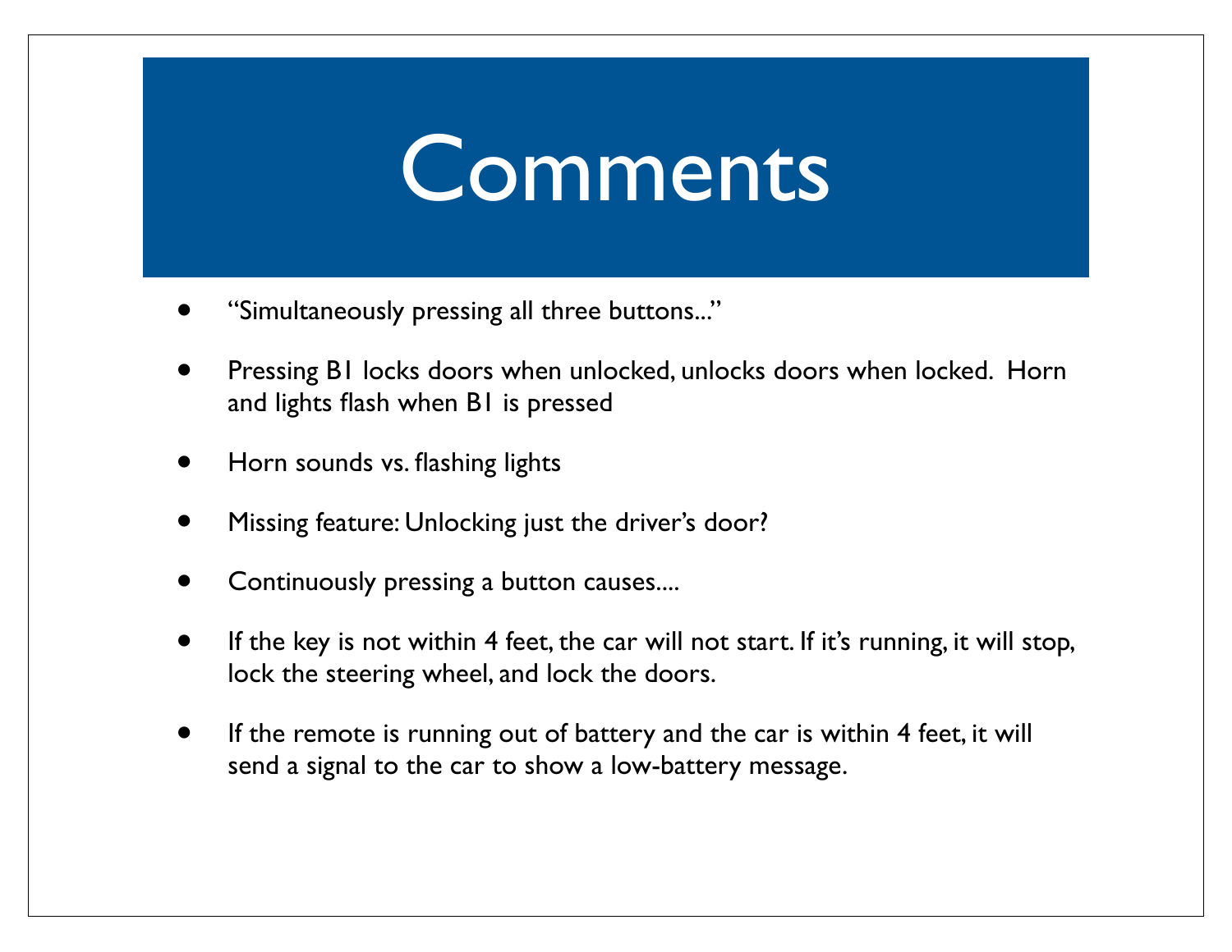# Comments

- "Simultaneously pressing all three buttons..."
- Pressing B1 locks doors when unlocked, unlocks doors when locked. Horn and lights flash when B1 is pressed
- Horn sounds vs. flashing lights
- Missing feature: Unlocking just the driver's door?
- Continuously pressing a button causes....
- If the key is not within 4 feet, the car will not start. If it's running, it will stop, lock the steering wheel, and lock the doors.
- If the remote is running out of battery and the car is within 4 feet, it will send a signal to the car to show a low-battery message.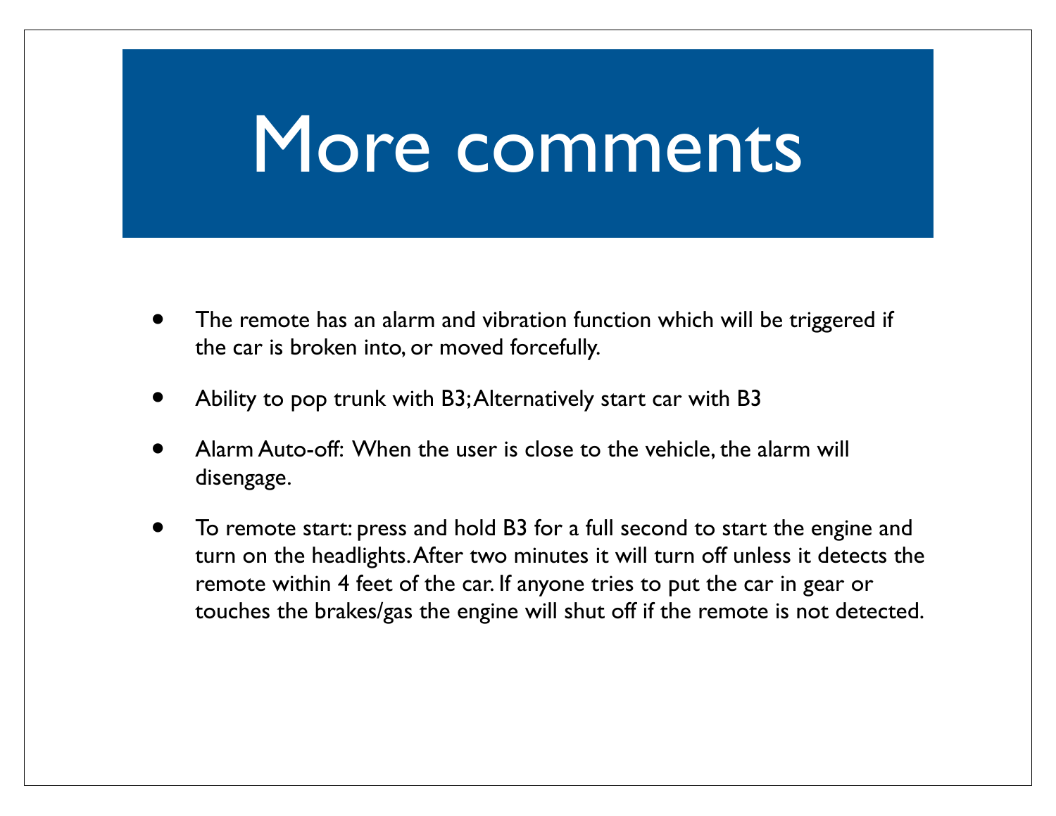# More comments

- The remote has an alarm and vibration function which will be triggered if the car is broken into, or moved forcefully.
- Ability to pop trunk with B3; Alternatively start car with B3
- Alarm Auto-off: When the user is close to the vehicle, the alarm will disengage.
- To remote start: press and hold B3 for a full second to start the engine and turn on the headlights. After two minutes it will turn off unless it detects the remote within 4 feet of the car. If anyone tries to put the car in gear or touches the brakes/gas the engine will shut off if the remote is not detected.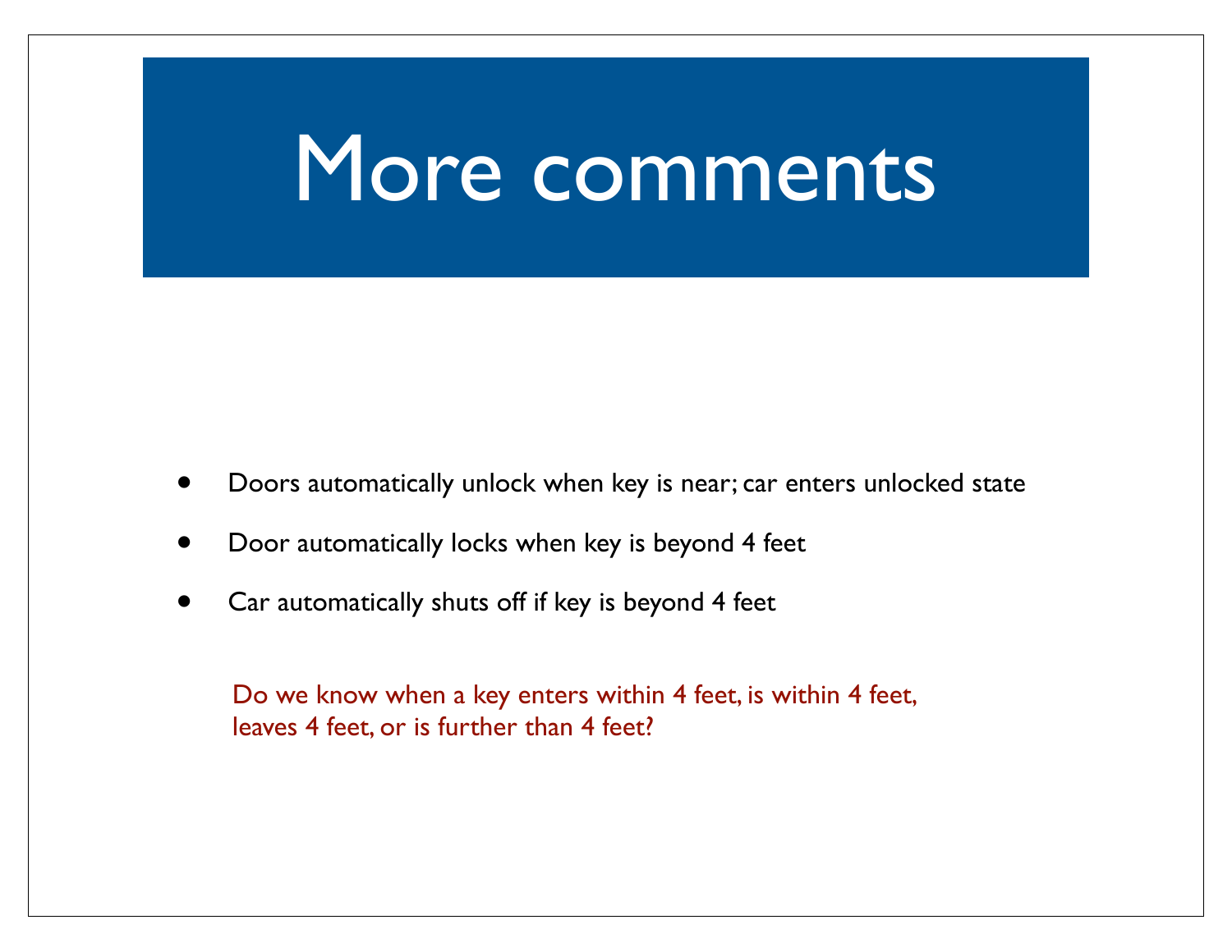# More comments

- Doors automatically unlock when key is near; car enters unlocked state
- Door automatically locks when key is beyond 4 feet
- Car automatically shuts off if key is beyond 4 feet

Do we know when a key enters within 4 feet, is within 4 feet, leaves 4 feet, or is further than 4 feet?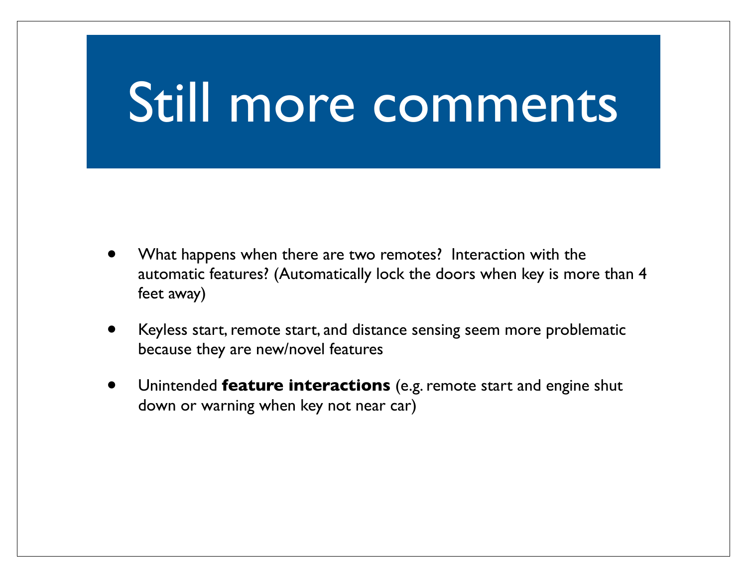# Still more comments

- What happens when there are two remotes? Interaction with the automatic features? (Automatically lock the doors when key is more than 4 feet away)
- Keyless start, remote start, and distance sensing seem more problematic because they are new/novel features
- Unintended **feature interactions** (e.g. remote start and engine shut down or warning when key not near car)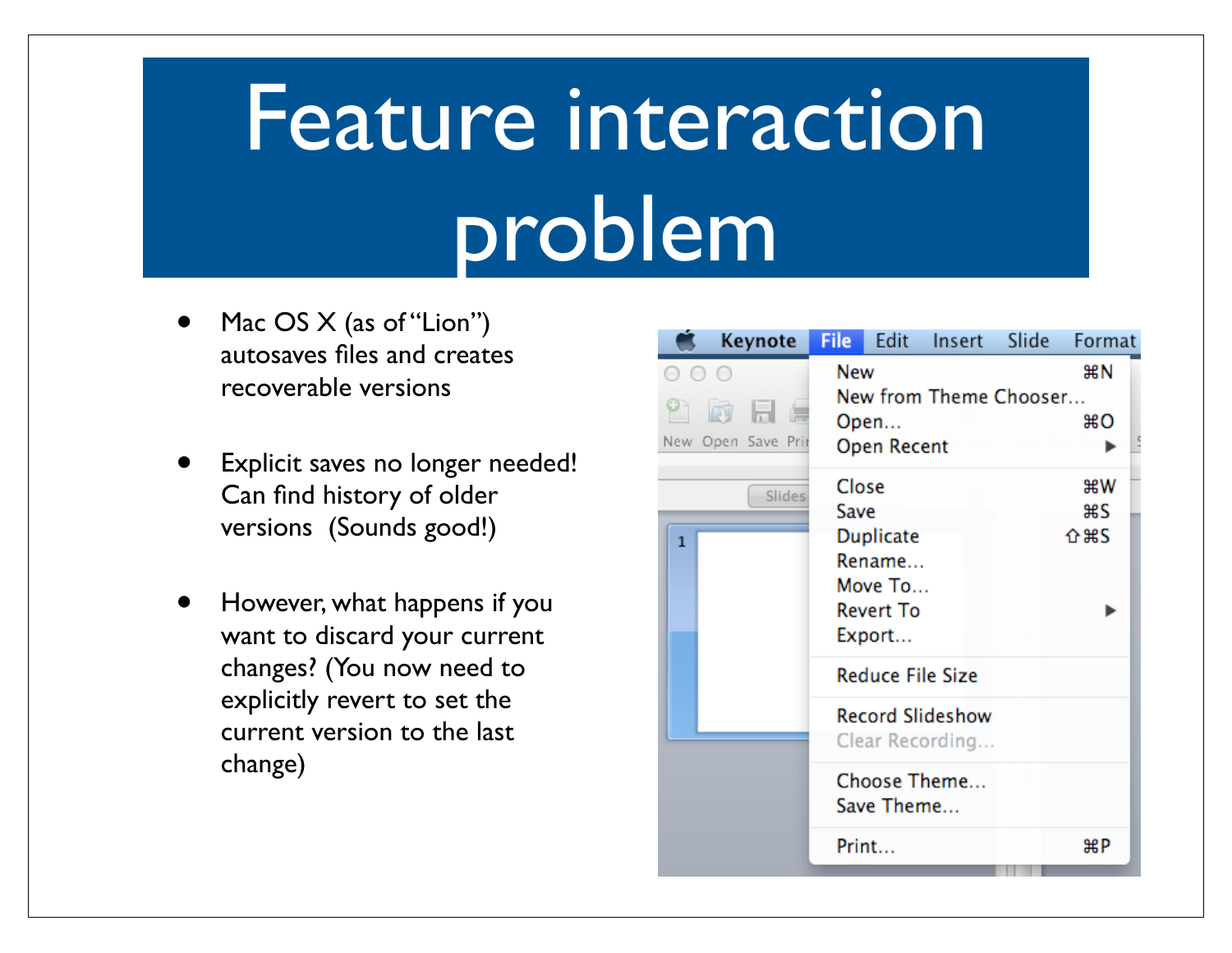# Feature interaction problem

- Mac OS X (as of "Lion") autosaves files and creates recoverable versions
- Explicit saves no longer needed! Can find history of older versions (Sounds good!)
- However, what happens if you want to discard your current changes? (You now need to explicitly revert to set the current version to the last change)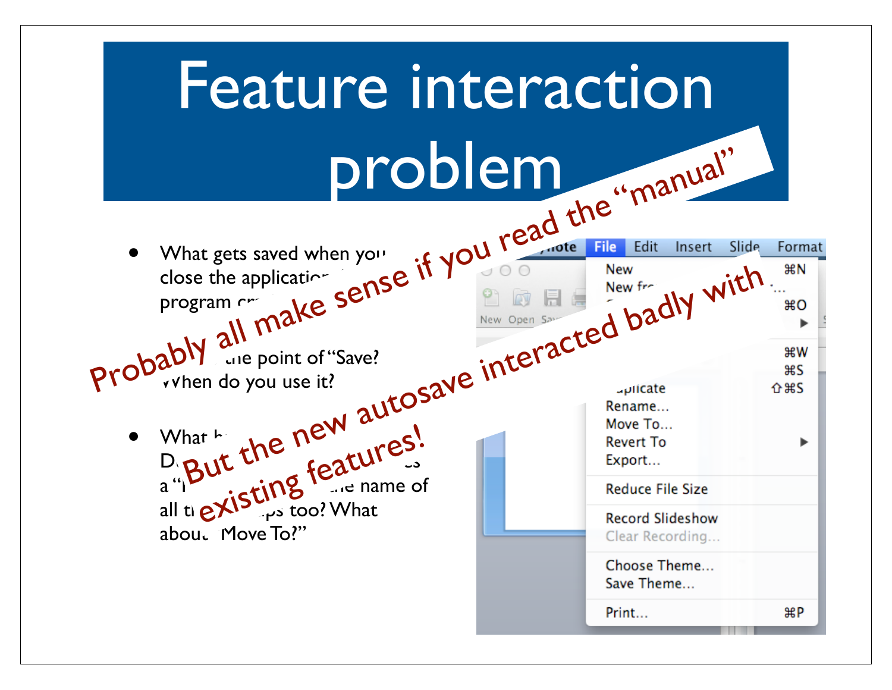# Feature interaction problem

- What gets saved when you close the application ... program cr...
- ... the point of "Save? When do you use it?
- What h... D... a "... the name of all t... too? What about "Move To?"

Probably all make sense if you read the "manual"

But the new autosave interacted badly with existing features!

File | Edit | Insert | Slide | Format

New ⌘N
New fr...
⌘O
⌘W
⌘S
...plicate ⇧⌘S
Rename...
Move To...
Revert To
Export...
Reduce File Size
Record Slideshow
Clear Recording...
Choose Theme...
Save Theme...
Print... ⌘P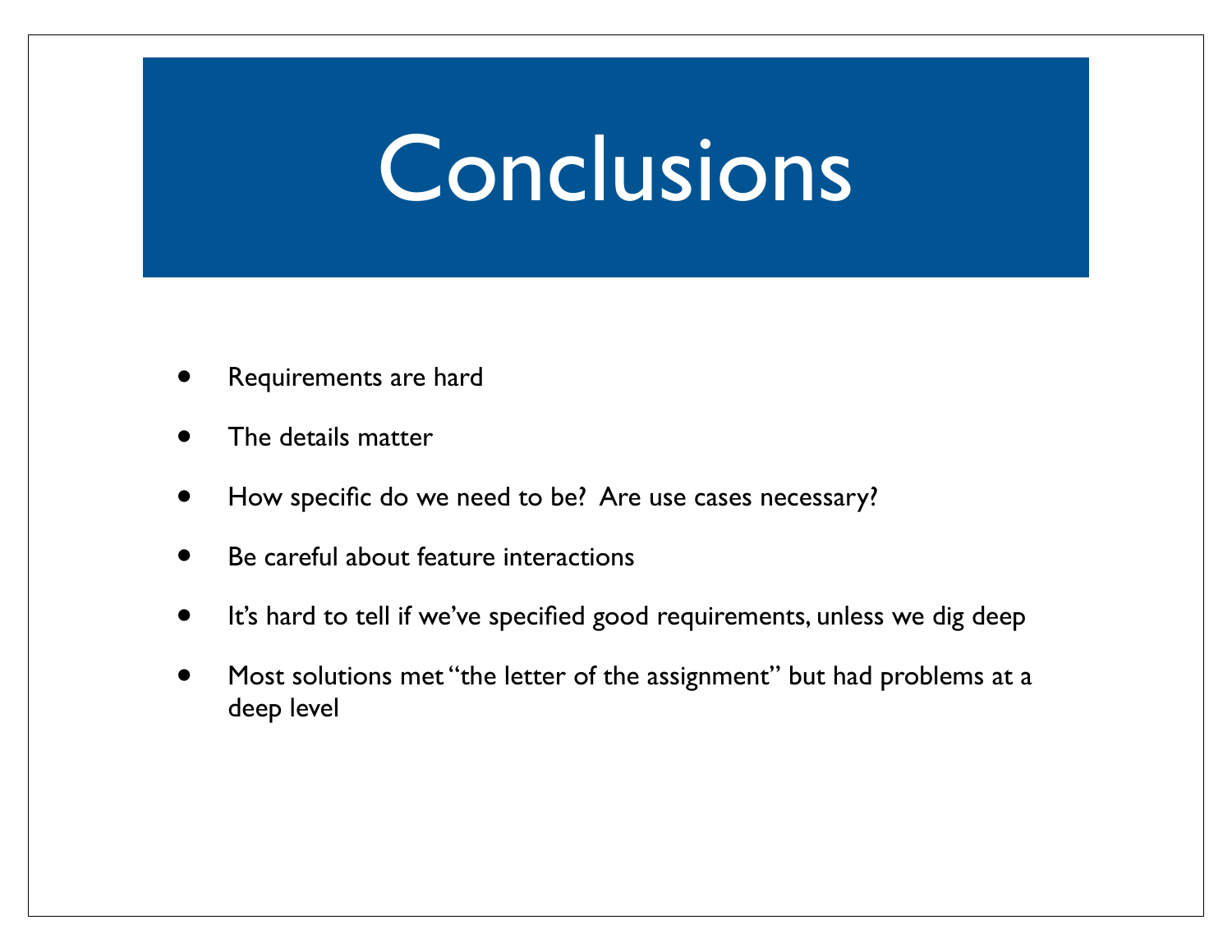# Conclusions

- Requirements are hard
- The details matter
- How specific do we need to be?  Are use cases necessary?
- Be careful about feature interactions
- It's hard to tell if we've specified good requirements, unless we dig deep
- Most solutions met "the letter of the assignment" but had problems at a deep level